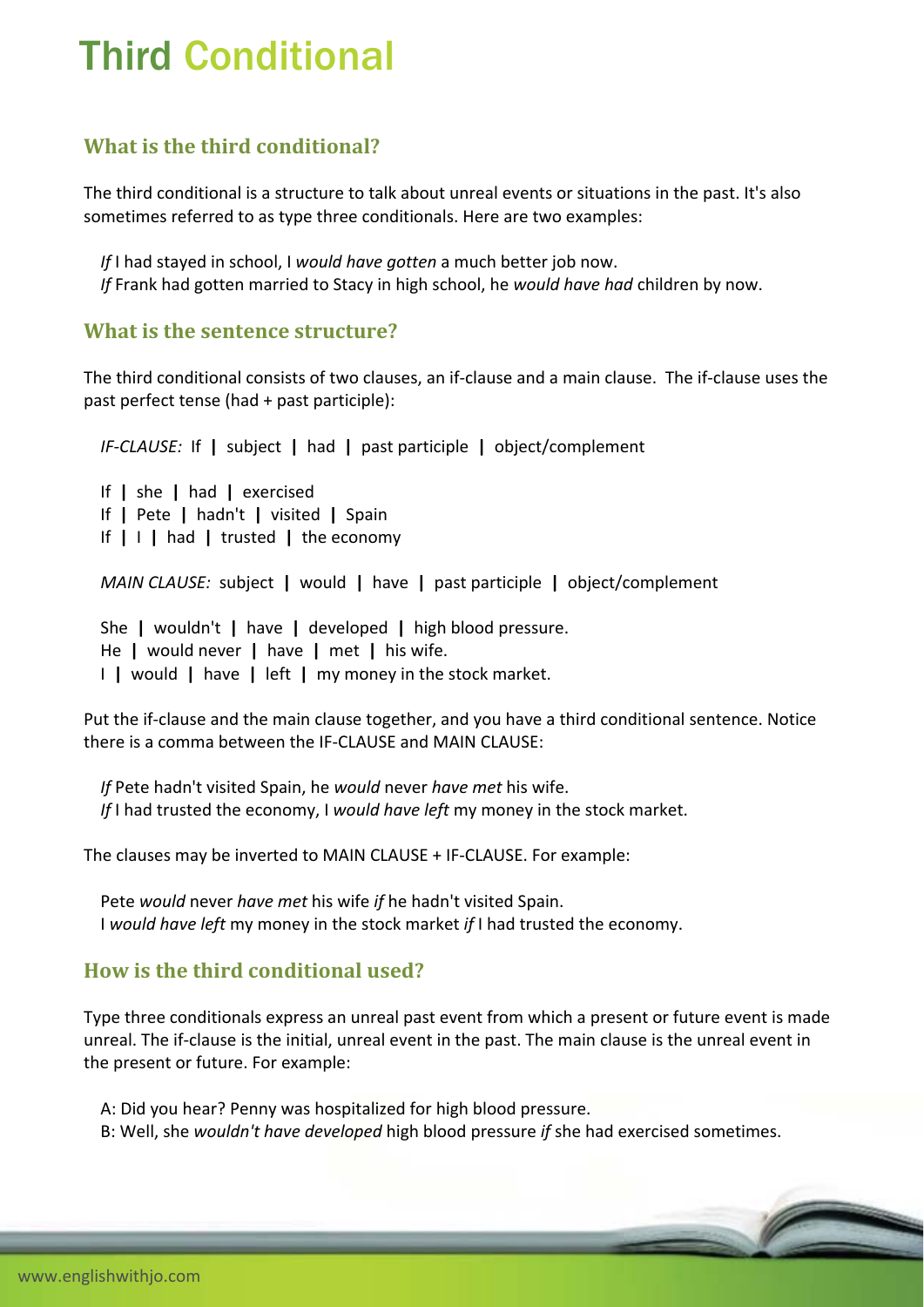# Third Conditional

## What is the third conditional?

The third conditional is a structure to talk about unreal events or situations in the past. It's also sometimes referred to as type three conditionals. Here are two examples:

*If* I had stayed in school, I *would have gotten* a much better job now.
*If* Frank had gotten married to Stacy in high school, he *would have had* children by now.

## What is the sentence structure?

The third conditional consists of two clauses, an if-clause and a main clause. The if-clause uses the past perfect tense (had + past participle):

*IF-CLAUSE:* If **|** subject **|** had **|** past participle **|** object/complement

If **|** she **|** had **|** exercised
If **|** Pete **|** hadn't **|** visited **|** Spain
If **|** I **|** had **|** trusted **|** the economy

*MAIN CLAUSE:* subject **|** would **|** have **|** past participle **|** object/complement

She **|** wouldn't **|** have **|** developed **|** high blood pressure.
He **|** would never **|** have **|** met **|** his wife.
I **|** would **|** have **|** left **|** my money in the stock market.

Put the if-clause and the main clause together, and you have a third conditional sentence. Notice there is a comma between the IF-CLAUSE and MAIN CLAUSE:

*If* Pete hadn't visited Spain, he *would* never *have met* his wife.
*If* I had trusted the economy, I *would have left* my money in the stock market.

The clauses may be inverted to MAIN CLAUSE + IF-CLAUSE. For example:

Pete *would* never *have met* his wife *if* he hadn't visited Spain.
I *would have left* my money in the stock market *if* I had trusted the economy.

## How is the third conditional used?

Type three conditionals express an unreal past event from which a present or future event is made unreal. The if-clause is the initial, unreal event in the past. The main clause is the unreal event in the present or future. For example:

A: Did you hear? Penny was hospitalized for high blood pressure.
B: Well, she *wouldn't have developed* high blood pressure *if* she had exercised sometimes.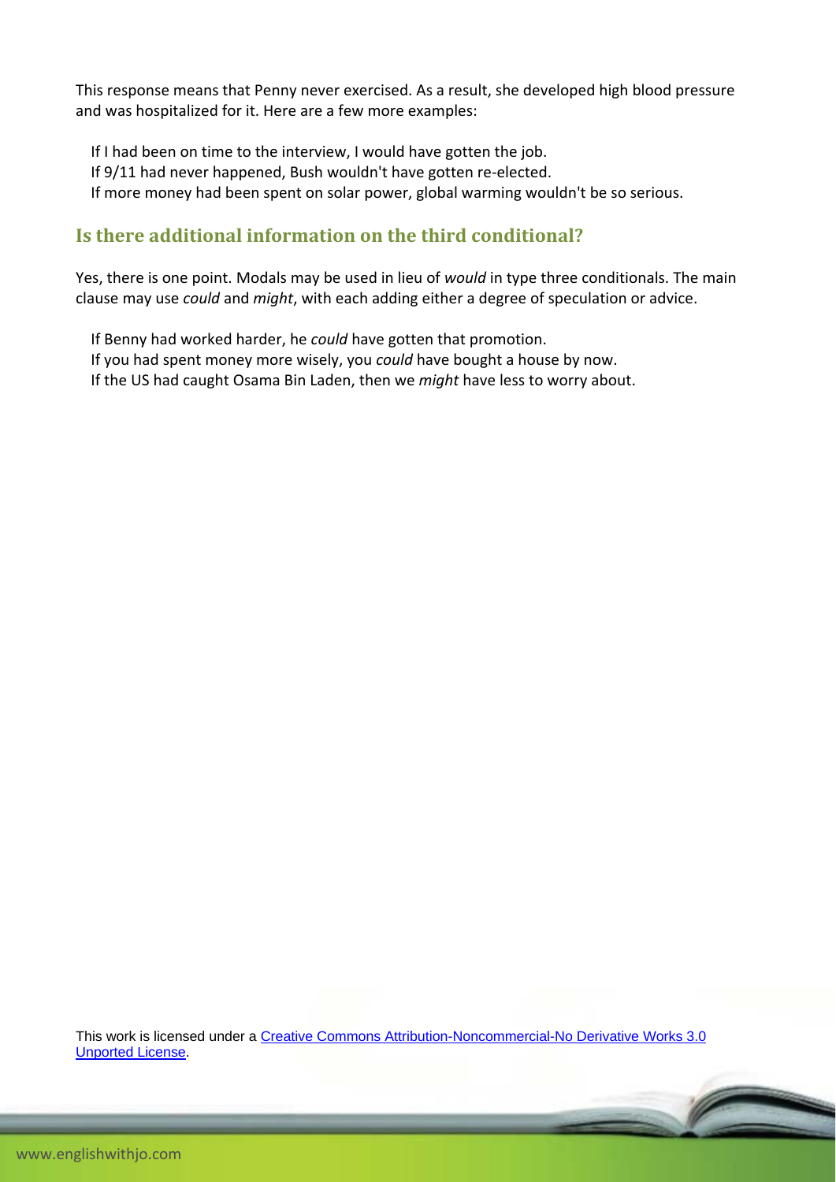This response means that Penny never exercised. As a result, she developed high blood pressure and was hospitalized for it. Here are a few more examples:

If I had been on time to the interview, I would have gotten the job.
If 9/11 had never happened, Bush wouldn't have gotten re-elected.
If more money had been spent on solar power, global warming wouldn't be so serious.

## Is there additional information on the third conditional?

Yes, there is one point. Modals may be used in lieu of *would* in type three conditionals. The main clause may use *could* and *might*, with each adding either a degree of speculation or advice.

If Benny had worked harder, he *could* have gotten that promotion.
If you had spent money more wisely, you *could* have bought a house by now.
If the US had caught Osama Bin Laden, then we *might* have less to worry about.

This work is licensed under a [Creative Commons Attribution-Noncommercial-No Derivative Works 3.0 Unported License](http://creativecommons.org/licenses/by-nc-nd/3.0/).